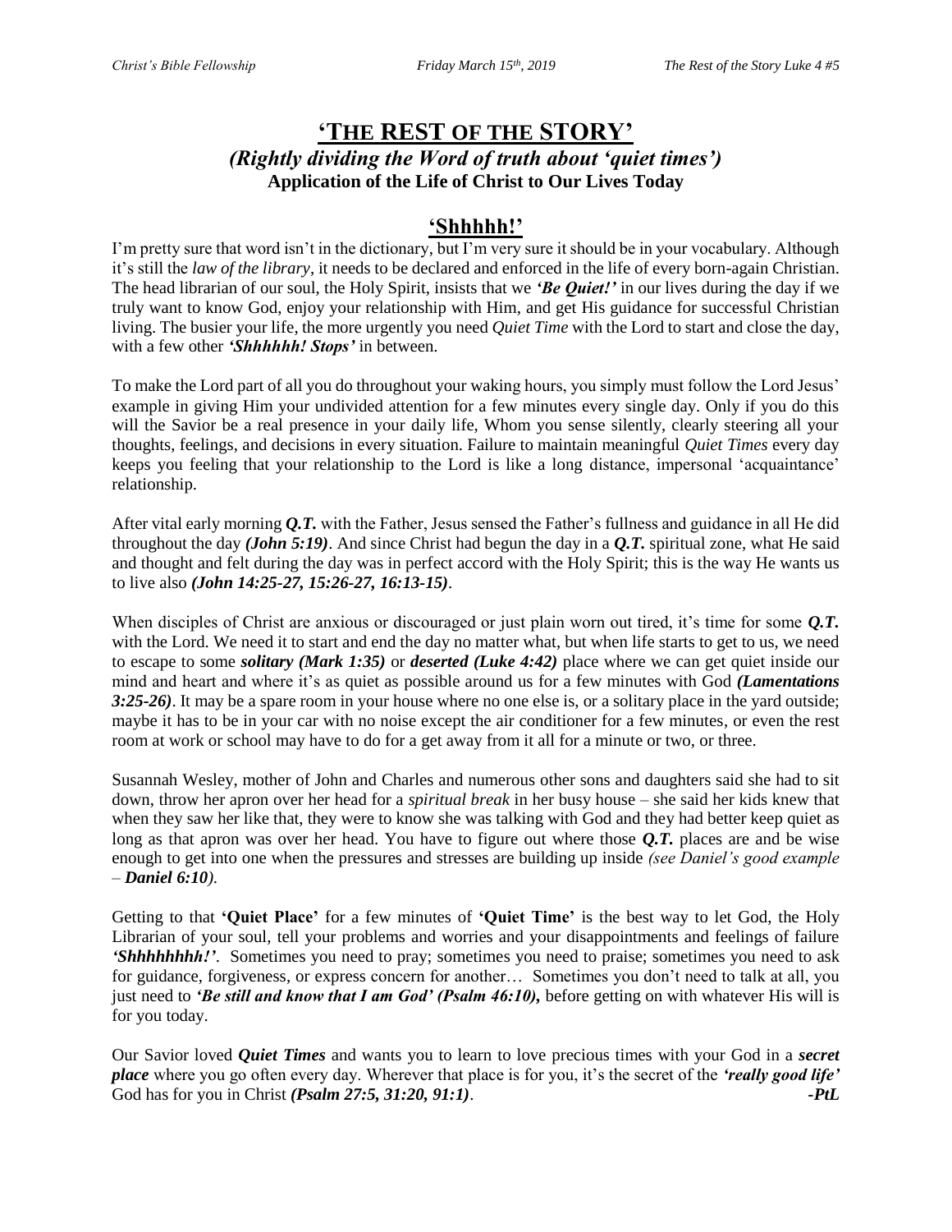# 'THE REST OF THE STORY'

## *(Rightly dividing the Word of truth about 'quiet times')*

**Application of the Life of Christ to Our Lives Today**

## 'Shhhhh!'

I'm pretty sure that word isn't in the dictionary, but I'm very sure it should be in your vocabulary. Although it's still the *law of the library*, it needs to be declared and enforced in the life of every born-again Christian. The head librarian of our soul, the Holy Spirit, insists that we ***'Be Quiet!'*** in our lives during the day if we truly want to know God, enjoy your relationship with Him, and get His guidance for successful Christian living. The busier your life, the more urgently you need *Quiet Time* with the Lord to start and close the day, with a few other ***'Shhhhhh! Stops'*** in between.

To make the Lord part of all you do throughout your waking hours, you simply must follow the Lord Jesus' example in giving Him your undivided attention for a few minutes every single day. Only if you do this will the Savior be a real presence in your daily life, Whom you sense silently, clearly steering all your thoughts, feelings, and decisions in every situation. Failure to maintain meaningful *Quiet Times* every day keeps you feeling that your relationship to the Lord is like a long distance, impersonal 'acquaintance' relationship.

After vital early morning ***Q.T.*** with the Father, Jesus sensed the Father's fullness and guidance in all He did throughout the day ***(John 5:19)***. And since Christ had begun the day in a ***Q.T.*** spiritual zone, what He said and thought and felt during the day was in perfect accord with the Holy Spirit; this is the way He wants us to live also ***(John 14:25-27, 15:26-27, 16:13-15)***.

When disciples of Christ are anxious or discouraged or just plain worn out tired, it's time for some ***Q.T.*** with the Lord. We need it to start and end the day no matter what, but when life starts to get to us, we need to escape to some ***solitary (Mark 1:35)*** or ***deserted (Luke 4:42)*** place where we can get quiet inside our mind and heart and where it's as quiet as possible around us for a few minutes with God ***(Lamentations 3:25-26)***. It may be a spare room in your house where no one else is, or a solitary place in the yard outside; maybe it has to be in your car with no noise except the air conditioner for a few minutes, or even the rest room at work or school may have to do for a get away from it all for a minute or two, or three.

Susannah Wesley, mother of John and Charles and numerous other sons and daughters said she had to sit down, throw her apron over her head for a *spiritual break* in her busy house – she said her kids knew that when they saw her like that, they were to know she was talking with God and they had better keep quiet as long as that apron was over her head. You have to figure out where those ***Q.T.*** places are and be wise enough to get into one when the pressures and stresses are building up inside *(see Daniel's good example* – ***Daniel 6:10****)*.

Getting to that **'Quiet Place'** for a few minutes of **'Quiet Time'** is the best way to let God, the Holy Librarian of your soul, tell your problems and worries and your disappointments and feelings of failure ***'Shhhhhhhh!'***. Sometimes you need to pray; sometimes you need to praise; sometimes you need to ask for guidance, forgiveness, or express concern for another… Sometimes you don't need to talk at all, you just need to ***'Be still and know that I am God' (Psalm 46:10),*** before getting on with whatever His will is for you today.

Our Savior loved ***Quiet Times*** and wants you to learn to love precious times with your God in a ***secret place*** where you go often every day. Wherever that place is for you, it's the secret of the ***'really good life'*** God has for you in Christ ***(Psalm 27:5, 31:20, 91:1)***. ***-PtL***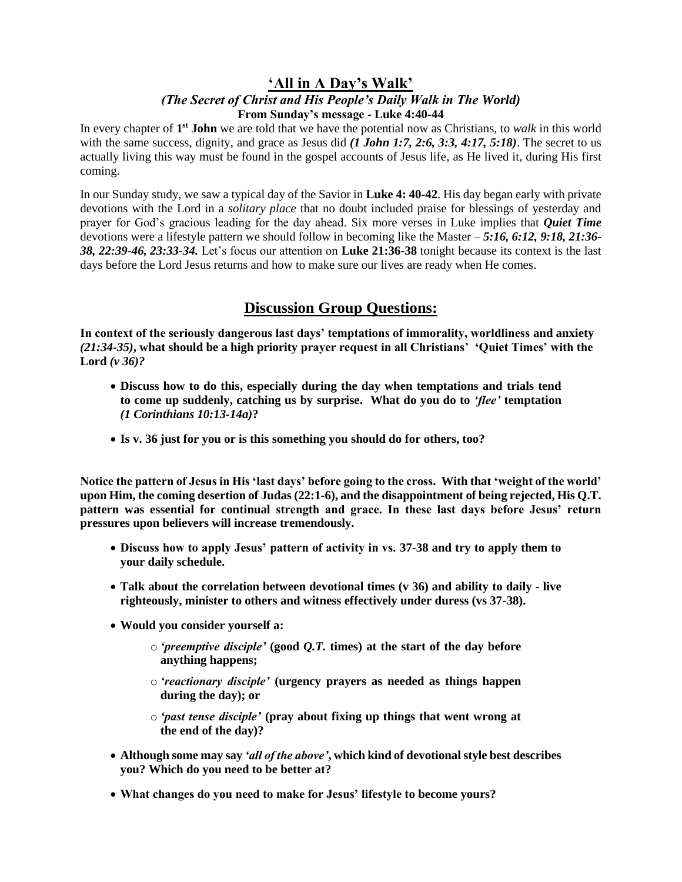# 'All in A Day's Walk'

### *(The Secret of Christ and His People's Daily Walk in The World)*

**From Sunday's message - Luke 4:40-44**

In every chapter of **1st John** we are told that we have the potential now as Christians, to *walk* in this world with the same success, dignity, and grace as Jesus did ***(1 John 1:7, 2:6, 3:3, 4:17, 5:18)***. The secret to us actually living this way must be found in the gospel accounts of Jesus life, as He lived it, during His first coming.

In our Sunday study, we saw a typical day of the Savior in **Luke 4: 40-42**. His day began early with private devotions with the Lord in a *solitary place* that no doubt included praise for blessings of yesterday and prayer for God's gracious leading for the day ahead. Six more verses in Luke implies that ***Quiet Time*** devotions were a lifestyle pattern we should follow in becoming like the Master – ***5:16, 6:12, 9:18, 21:36-38, 22:39-46, 23:33-34.*** Let's focus our attention on **Luke 21:36-38** tonight because its context is the last days before the Lord Jesus returns and how to make sure our lives are ready when He comes.

## Discussion Group Questions:

**In context of the seriously dangerous last days' temptations of immorality, worldliness and anxiety *(21:34-35)*, what should be a high priority prayer request in all Christians' 'Quiet Times' with the Lord *(v 36)?***

- **Discuss how to do this, especially during the day when temptations and trials tend to come up suddenly, catching us by surprise. What do you do to *'flee'* temptation *(1 Corinthians 10:13-14a)*?**
- **Is v. 36 just for you or is this something you should do for others, too?**

**Notice the pattern of Jesus in His 'last days' before going to the cross. With that 'weight of the world' upon Him, the coming desertion of Judas (22:1-6), and the disappointment of being rejected, His Q.T. pattern was essential for continual strength and grace. In these last days before Jesus' return pressures upon believers will increase tremendously.**

- **Discuss how to apply Jesus' pattern of activity in vs. 37-38 and try to apply them to your daily schedule.**
- **Talk about the correlation between devotional times (v 36) and ability to daily - live righteously, minister to others and witness effectively under duress (vs 37-38).**
- **Would you consider yourself a:**
  - ***'preemptive disciple'* (good *Q.T.* times) at the start of the day before anything happens;**
  - ***'reactionary disciple'* (urgency prayers as needed as things happen during the day); or**
  - ***'past tense disciple'* (pray about fixing up things that went wrong at the end of the day)?**
- **Although some may say *'all of the above'*, which kind of devotional style best describes you? Which do you need to be better at?**
- **What changes do you need to make for Jesus' lifestyle to become yours?**